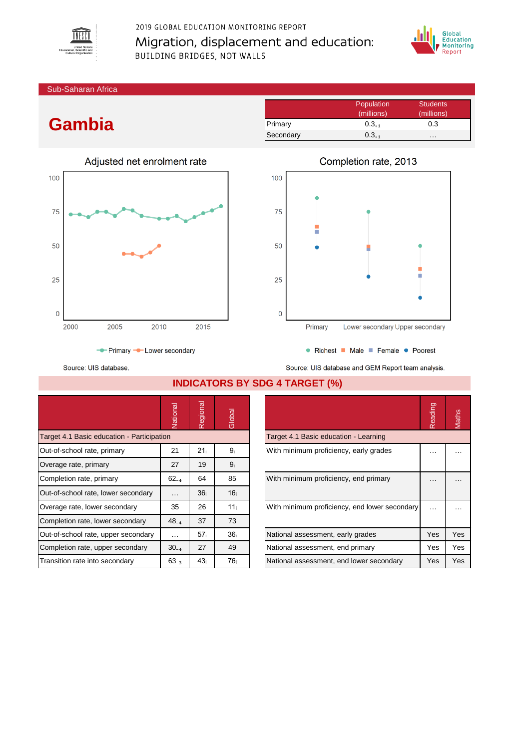2019 GLOBAL EDUCATION MONITORING REPORT

Migration, displacement and education: BUILDING BRIDGES, NOT WALLS

Sub-Saharan Africa

# Gambia

| | Population (millions) | Students (millions) |
|---|---|---|
| Primary | $0.3_{+1}$ | 0.3 |
| Secondary | $0.3_{+1}$ | … |

## Adjusted net enrolment rate

Primary, Lower secondary

Source: UIS database.

## Completion rate, 2013

Richest, Male, Female, Poorest

Source: UIS database and GEM Report team analysis.

## INDICATORS BY SDG 4 TARGET (%)

| | National | Regional | Global |
|---|---|---|---|
| **Target 4.1 Basic education - Participation** | | | |
| Out-of-school rate, primary | 21 | $21_i$ | $9_i$ |
| Overage rate, primary | 27 | 19 | $9_i$ |
| Completion rate, primary | $62_{-4}$ | 64 | 85 |
| Out-of-school rate, lower secondary | … | $36_i$ | $16_i$ |
| Overage rate, lower secondary | 35 | 26 | $11_i$ |
| Completion rate, lower secondary | $48_{-4}$ | 37 | 73 |
| Out-of-school rate, upper secondary | … | $57_i$ | $36_i$ |
| Completion rate, upper secondary | $30_{-4}$ | 27 | 49 |
| Transition rate into secondary | $63_{-3}$ | $43_i$ | $76_i$ |

| | Reading | Maths |
|---|---|---|
| **Target 4.1 Basic education - Learning** | | |
| With minimum proficiency, early grades | … | … |
| With minimum proficiency, end primary | … | … |
| With minimum proficiency, end lower secondary | … | … |
| National assessment, early grades | Yes | Yes |
| National assessment, end primary | Yes | Yes |
| National assessment, end lower secondary | Yes | Yes |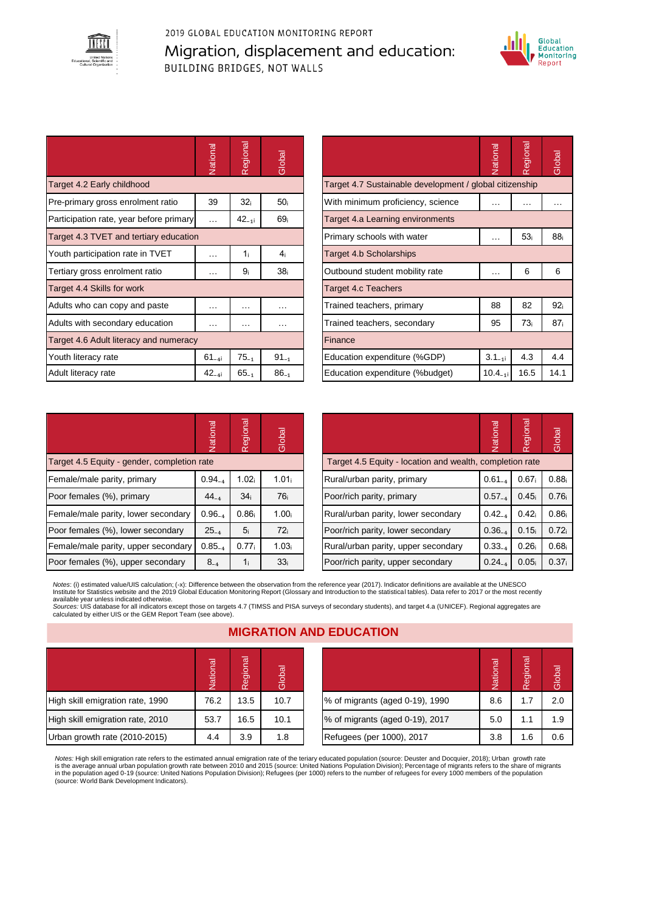2019 GLOBAL EDUCATION MONITORING REPORT

# Migration, displacement and education:

BUILDING BRIDGES, NOT WALLS

| | National | Regional | Global |
|---|---|---|---|
| Target 4.2 Early childhood | | | |
| Pre-primary gross enrolment ratio | 39 | $32_i$ | $50_i$ |
| Participation rate, year before primary | … | $42_{-1i}$ | $69_i$ |
| Target 4.3 TVET and tertiary education | | | |
| Youth participation rate in TVET | … | $1_i$ | $4_i$ |
| Tertiary gross enrolment ratio | … | $9_i$ | $38_i$ |
| Target 4.4 Skills for work | | | |
| Adults who can copy and paste | … | … | … |
| Adults with secondary education | … | … | … |
| Target 4.6 Adult literacy and numeracy | | | |
| Youth literacy rate | $61_{-4i}$ | $75_{-1}$ | $91_{-1}$ |
| Adult literacy rate | $42_{-4i}$ | $65_{-1}$ | $86_{-1}$ |

| | National | Regional | Global |
|---|---|---|---|
| Target 4.7 Sustainable development / global citizenship | | | |
| With minimum proficiency, science | … | … | … |
| Target 4.a Learning environments | | | |
| Primary schools with water | … | $53_i$ | $88_i$ |
| Target 4.b Scholarships | | | |
| Outbound student mobility rate | … | 6 | 6 |
| Target 4.c Teachers | | | |
| Trained teachers, primary | 88 | 82 | $92_i$ |
| Trained teachers, secondary | 95 | $73_i$ | $87_i$ |
| Finance | | | |
| Education expenditure (%GDP) | $3.1_{-1i}$ | 4.3 | 4.4 |
| Education expenditure (%budget) | $10.4_{-1i}$ | 16.5 | 14.1 |

| | National | Regional | Global |
|---|---|---|---|
| Target 4.5 Equity - gender, completion rate | | | |
| Female/male parity, primary | $0.94_{-4}$ | $1.02_i$ | $1.01_i$ |
| Poor females (%), primary | $44_{-4}$ | $34_i$ | $76_i$ |
| Female/male parity, lower secondary | $0.96_{-4}$ | $0.86_i$ | $1.00_i$ |
| Poor females (%), lower secondary | $25_{-4}$ | $5_i$ | $72_i$ |
| Female/male parity, upper secondary | $0.85_{-4}$ | $0.77_i$ | $1.03_i$ |
| Poor females (%), upper secondary | $8_{-4}$ | $1_i$ | $33_i$ |

| | National | Regional | Global |
|---|---|---|---|
| Target 4.5 Equity - location and wealth, completion rate | | | |
| Rural/urban parity, primary | $0.61_{-4}$ | $0.67_i$ | $0.88_i$ |
| Poor/rich parity, primary | $0.57_{-4}$ | $0.45_i$ | $0.76_i$ |
| Rural/urban parity, lower secondary | $0.42_{-4}$ | $0.42_i$ | $0.86_i$ |
| Poor/rich parity, lower secondary | $0.36_{-4}$ | $0.15_i$ | $0.72_i$ |
| Rural/urban parity, upper secondary | $0.33_{-4}$ | $0.26_i$ | $0.68_i$ |
| Poor/rich parity, upper secondary | $0.24_{-4}$ | $0.05_i$ | $0.37_i$ |

*Notes*: (i) estimated value/UIS calculation; (-x): Difference between the observation from the reference year (2017). Indicator definitions are available at the UNESCO Institute for Statistics website and the 2019 Global Education Monitoring Report (Glossary and Introduction to the statistical tables). Data refer to 2017 or the most recently available year unless indicated otherwise.
*Sources*: UIS database for all indicators except those on targets 4.7 (TIMSS and PISA surveys of secondary students), and target 4.a (UNICEF). Regional aggregates are calculated by either UIS or the GEM Report Team (see above).

## MIGRATION AND EDUCATION

| | National | Regional | Global |
|---|---|---|---|
| High skill emigration rate, 1990 | 76.2 | 13.5 | 10.7 |
| High skill emigration rate, 2010 | 53.7 | 16.5 | 10.1 |
| Urban growth rate (2010-2015) | 4.4 | 3.9 | 1.8 |

| | National | Regional | Global |
|---|---|---|---|
| % of migrants (aged 0-19), 1990 | 8.6 | 1.7 | 2.0 |
| % of migrants (aged 0-19), 2017 | 5.0 | 1.1 | 1.9 |
| Refugees (per 1000), 2017 | 3.8 | 1.6 | 0.6 |

*Notes:* High skill emigration rate refers to the estimated annual emigration rate of the teriary educated population (source: Deuster and Docquier, 2018); Urban growth rate is the average annual urban population growth rate between 2010 and 2015 (source: United Nations Population Division); Percentage of migrants refers to the share of migrants in the population aged 0-19 (source: United Nations Population Division); Refugees (per 1000) refers to the number of refugees for every 1000 members of the population (source: World Bank Development Indicators).